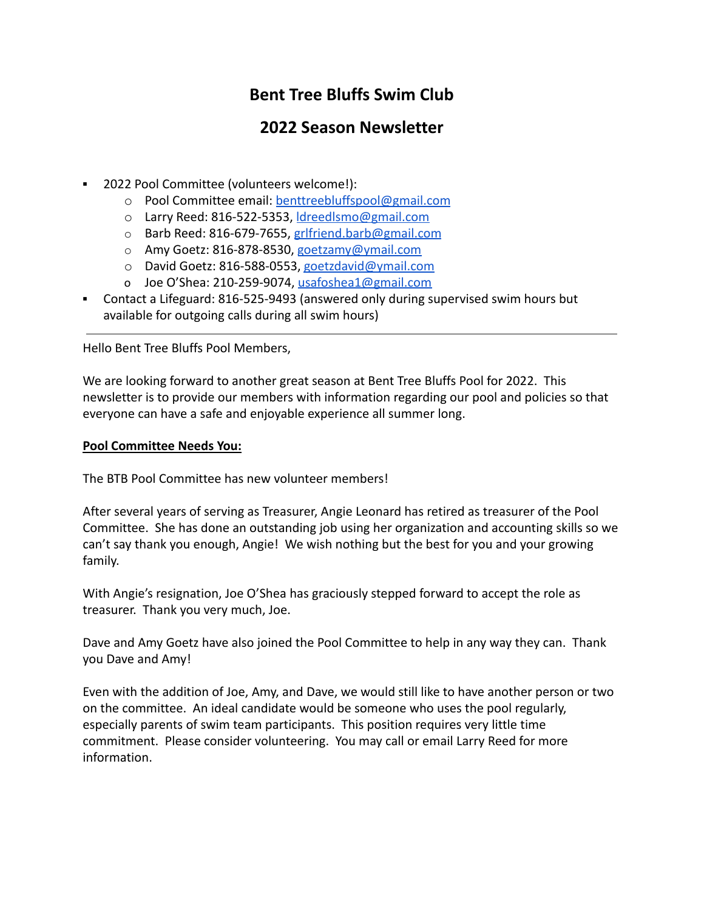# Bent Tree Bluffs Swim Club

## 2022 Season Newsletter

- 2022 Pool Committee (volunteers welcome!):
  - Pool Committee email: benttreebluffspool@gmail.com
  - Larry Reed: 816-522-5353, ldreedlsmo@gmail.com
  - Barb Reed: 816-679-7655, grlfriend.barb@gmail.com
  - Amy Goetz: 816-878-8530, goetzamy@ymail.com
  - David Goetz: 816-588-0553, goetzdavid@ymail.com
  - Joe O'Shea: 210-259-9074, usafoshea1@gmail.com
- Contact a Lifeguard: 816-525-9493 (answered only during supervised swim hours but available for outgoing calls during all swim hours)

---

Hello Bent Tree Bluffs Pool Members,

We are looking forward to another great season at Bent Tree Bluffs Pool for 2022. This newsletter is to provide our members with information regarding our pool and policies so that everyone can have a safe and enjoyable experience all summer long.

**Pool Committee Needs You:**

The BTB Pool Committee has new volunteer members!

After several years of serving as Treasurer, Angie Leonard has retired as treasurer of the Pool Committee. She has done an outstanding job using her organization and accounting skills so we can't say thank you enough, Angie! We wish nothing but the best for you and your growing family.

With Angie's resignation, Joe O'Shea has graciously stepped forward to accept the role as treasurer. Thank you very much, Joe.

Dave and Amy Goetz have also joined the Pool Committee to help in any way they can. Thank you Dave and Amy!

Even with the addition of Joe, Amy, and Dave, we would still like to have another person or two on the committee. An ideal candidate would be someone who uses the pool regularly, especially parents of swim team participants. This position requires very little time commitment. Please consider volunteering. You may call or email Larry Reed for more information.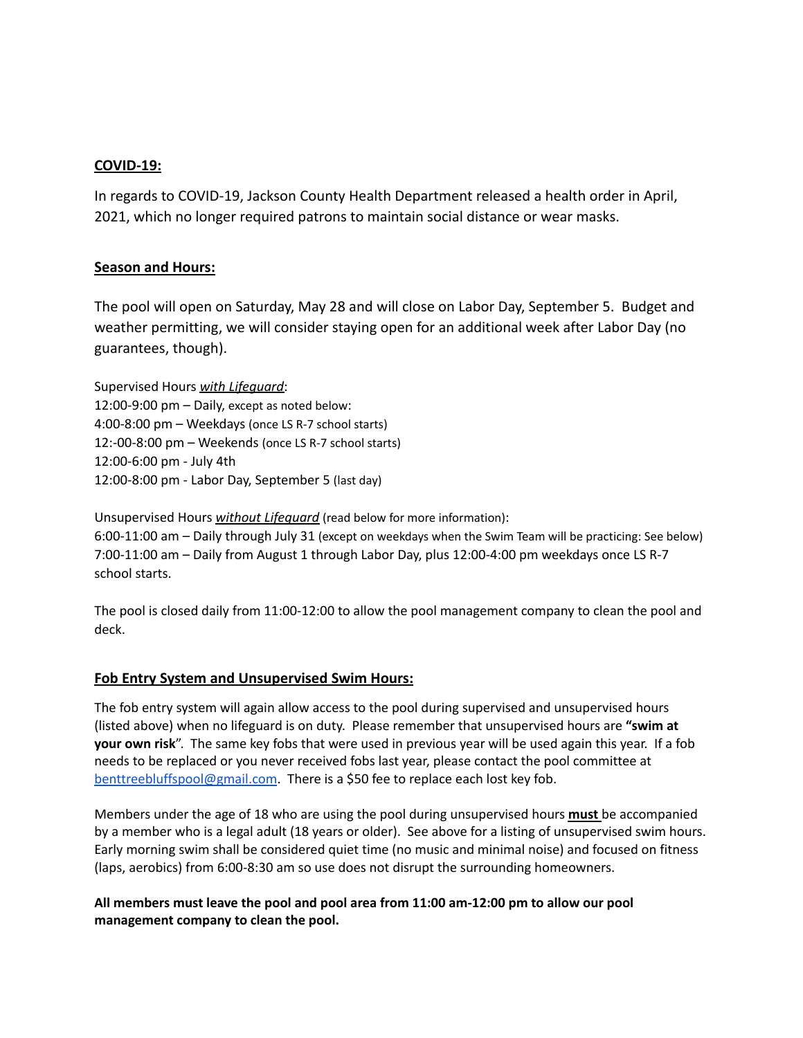**COVID-19:**

In regards to COVID-19, Jackson County Health Department released a health order in April, 2021, which no longer required patrons to maintain social distance or wear masks.

**Season and Hours:**

The pool will open on Saturday, May 28 and will close on Labor Day, September 5. Budget and weather permitting, we will consider staying open for an additional week after Labor Day (no guarantees, though).

Supervised Hours ***with Lifeguard***:
12:00-9:00 pm – Daily, except as noted below:
4:00-8:00 pm – Weekdays (once LS R-7 school starts)
12:-00-8:00 pm – Weekends (once LS R-7 school starts)
12:00-6:00 pm - July 4th
12:00-8:00 pm - Labor Day, September 5 (last day)

Unsupervised Hours ***without Lifeguard*** (read below for more information):
6:00-11:00 am – Daily through July 31 (except on weekdays when the Swim Team will be practicing: See below)
7:00-11:00 am – Daily from August 1 through Labor Day, plus 12:00-4:00 pm weekdays once LS R-7 school starts.

The pool is closed daily from 11:00-12:00 to allow the pool management company to clean the pool and deck.

**Fob Entry System and Unsupervised Swim Hours:**

The fob entry system will again allow access to the pool during supervised and unsupervised hours (listed above) when no lifeguard is on duty. Please remember that unsupervised hours are **"swim at your own risk**". The same key fobs that were used in previous year will be used again this year. If a fob needs to be replaced or you never received fobs last year, please contact the pool committee at benttreebluffspool@gmail.com. There is a $50 fee to replace each lost key fob.

Members under the age of 18 who are using the pool during unsupervised hours **must** be accompanied by a member who is a legal adult (18 years or older). See above for a listing of unsupervised swim hours. Early morning swim shall be considered quiet time (no music and minimal noise) and focused on fitness (laps, aerobics) from 6:00-8:30 am so use does not disrupt the surrounding homeowners.

**All members must leave the pool and pool area from 11:00 am-12:00 pm to allow our pool management company to clean the pool.**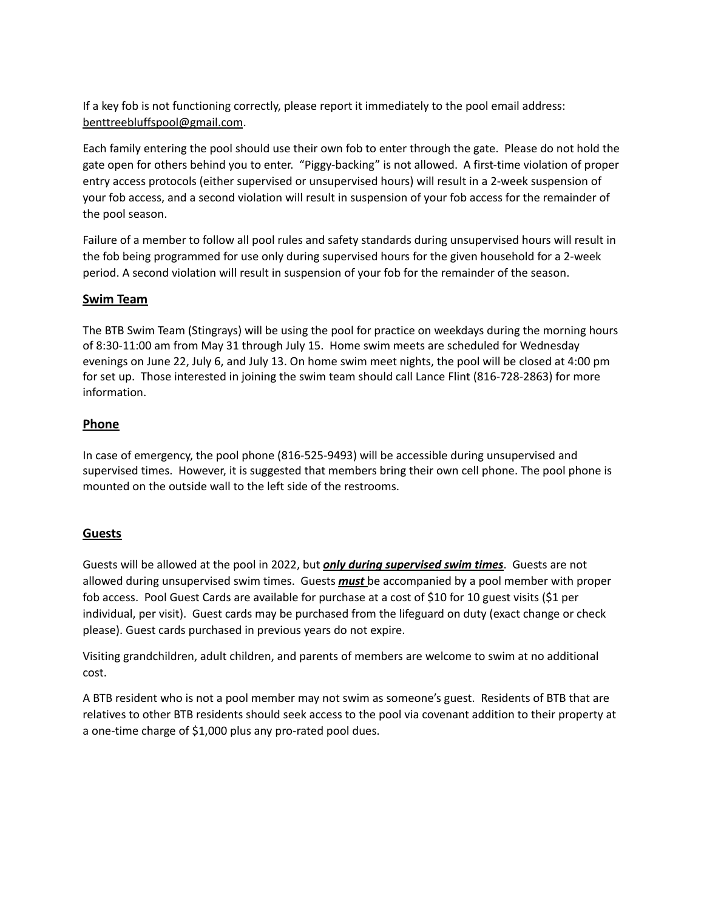If a key fob is not functioning correctly, please report it immediately to the pool email address: benttreebluffspool@gmail.com.

Each family entering the pool should use their own fob to enter through the gate. Please do not hold the gate open for others behind you to enter. "Piggy-backing" is not allowed. A first-time violation of proper entry access protocols (either supervised or unsupervised hours) will result in a 2-week suspension of your fob access, and a second violation will result in suspension of your fob access for the remainder of the pool season.

Failure of a member to follow all pool rules and safety standards during unsupervised hours will result in the fob being programmed for use only during supervised hours for the given household for a 2-week period. A second violation will result in suspension of your fob for the remainder of the season.

## Swim Team

The BTB Swim Team (Stingrays) will be using the pool for practice on weekdays during the morning hours of 8:30-11:00 am from May 31 through July 15. Home swim meets are scheduled for Wednesday evenings on June 22, July 6, and July 13. On home swim meet nights, the pool will be closed at 4:00 pm for set up. Those interested in joining the swim team should call Lance Flint (816-728-2863) for more information.

## Phone

In case of emergency, the pool phone (816-525-9493) will be accessible during unsupervised and supervised times. However, it is suggested that members bring their own cell phone. The pool phone is mounted on the outside wall to the left side of the restrooms.

## Guests

Guests will be allowed at the pool in 2022, but ***only during supervised swim times***. Guests are not allowed during unsupervised swim times. Guests ***must*** be accompanied by a pool member with proper fob access. Pool Guest Cards are available for purchase at a cost of $10 for 10 guest visits ($1 per individual, per visit). Guest cards may be purchased from the lifeguard on duty (exact change or check please). Guest cards purchased in previous years do not expire.

Visiting grandchildren, adult children, and parents of members are welcome to swim at no additional cost.

A BTB resident who is not a pool member may not swim as someone's guest. Residents of BTB that are relatives to other BTB residents should seek access to the pool via covenant addition to their property at a one-time charge of $1,000 plus any pro-rated pool dues.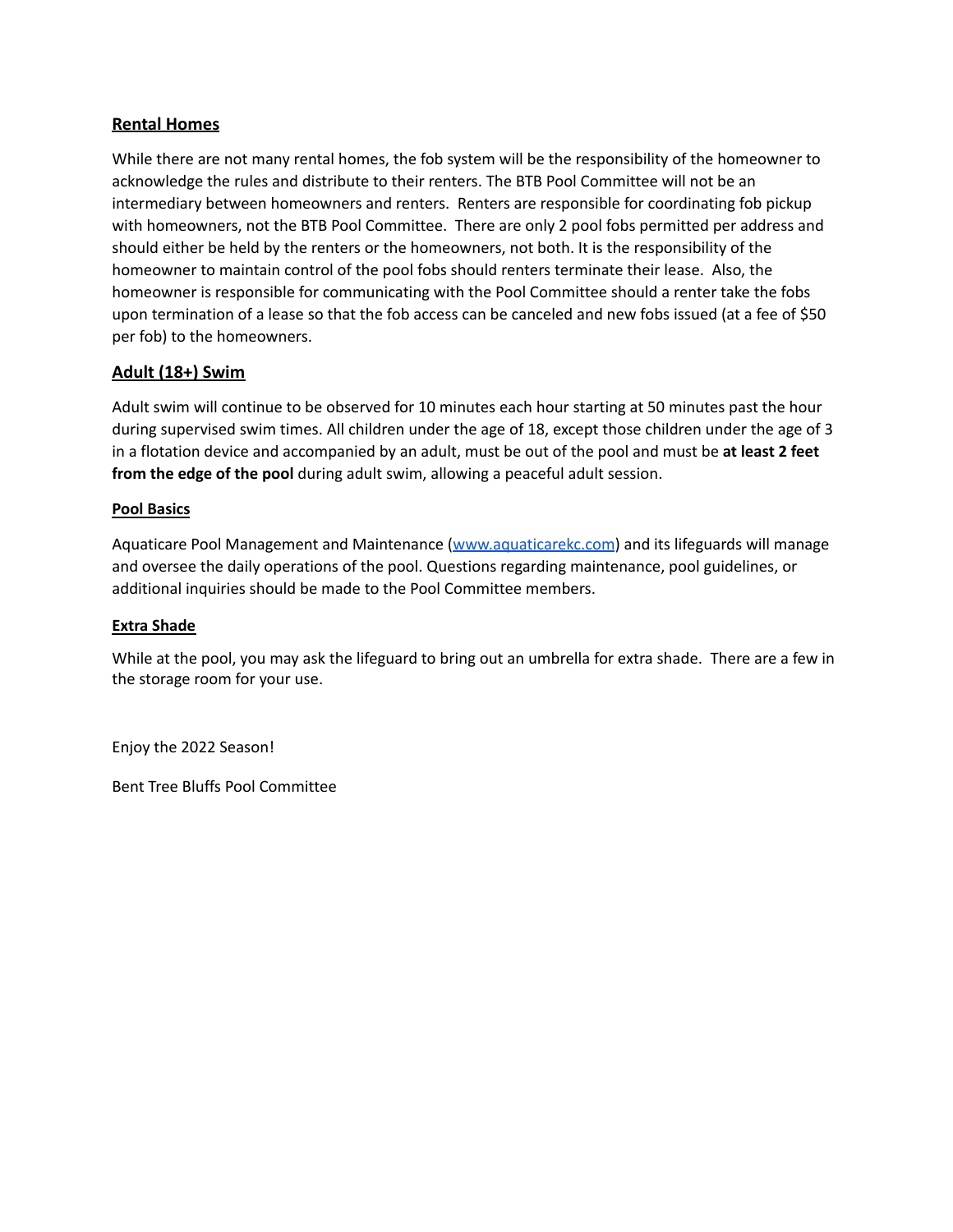## Rental Homes

While there are not many rental homes, the fob system will be the responsibility of the homeowner to acknowledge the rules and distribute to their renters. The BTB Pool Committee will not be an intermediary between homeowners and renters. Renters are responsible for coordinating fob pickup with homeowners, not the BTB Pool Committee. There are only 2 pool fobs permitted per address and should either be held by the renters or the homeowners, not both. It is the responsibility of the homeowner to maintain control of the pool fobs should renters terminate their lease. Also, the homeowner is responsible for communicating with the Pool Committee should a renter take the fobs upon termination of a lease so that the fob access can be canceled and new fobs issued (at a fee of $50 per fob) to the homeowners.

## Adult (18+) Swim

Adult swim will continue to be observed for 10 minutes each hour starting at 50 minutes past the hour during supervised swim times. All children under the age of 18, except those children under the age of 3 in a flotation device and accompanied by an adult, must be out of the pool and must be **at least 2 feet from the edge of the pool** during adult swim, allowing a peaceful adult session.

### Pool Basics

Aquaticare Pool Management and Maintenance ([www.aquaticarekc.com](www.aquaticarekc.com)) and its lifeguards will manage and oversee the daily operations of the pool. Questions regarding maintenance, pool guidelines, or additional inquiries should be made to the Pool Committee members.

### Extra Shade

While at the pool, you may ask the lifeguard to bring out an umbrella for extra shade. There are a few in the storage room for your use.

Enjoy the 2022 Season!

Bent Tree Bluffs Pool Committee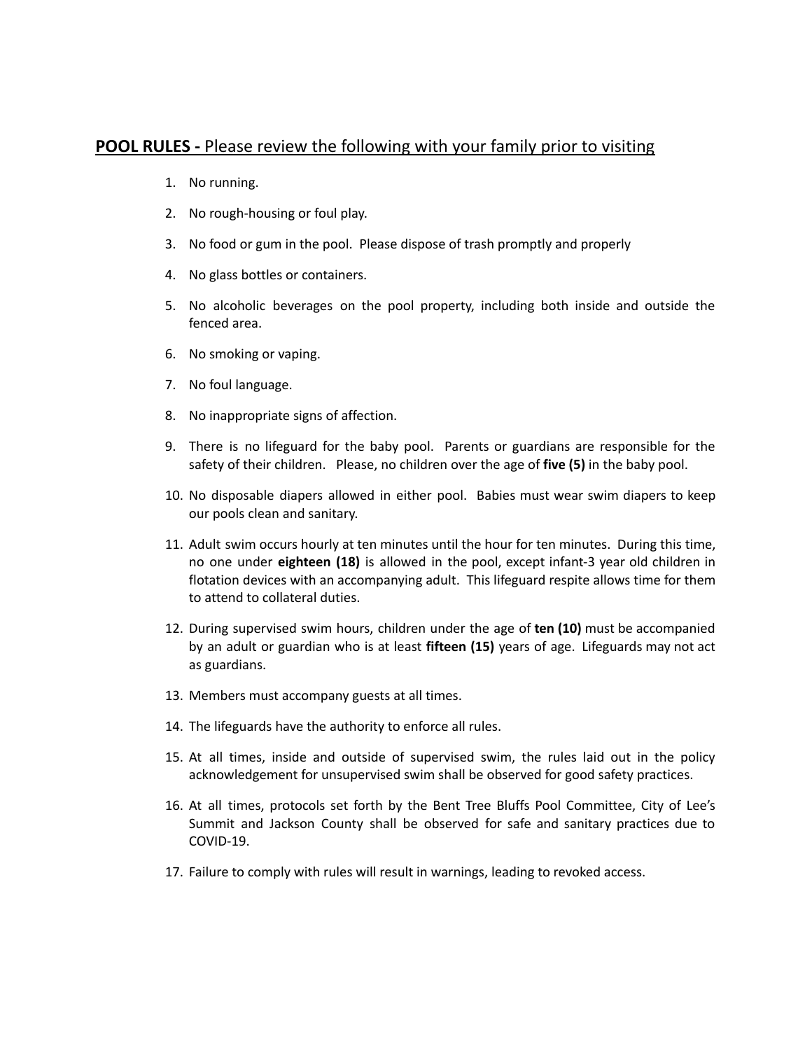## **POOL RULES -** Please review the following with your family prior to visiting

1. No running.
2. No rough-housing or foul play.
3. No food or gum in the pool. Please dispose of trash promptly and properly
4. No glass bottles or containers.
5. No alcoholic beverages on the pool property, including both inside and outside the fenced area.
6. No smoking or vaping.
7. No foul language.
8. No inappropriate signs of affection.
9. There is no lifeguard for the baby pool. Parents or guardians are responsible for the safety of their children. Please, no children over the age of **five (5)** in the baby pool.
10. No disposable diapers allowed in either pool. Babies must wear swim diapers to keep our pools clean and sanitary.
11. Adult swim occurs hourly at ten minutes until the hour for ten minutes. During this time, no one under **eighteen (18)** is allowed in the pool, except infant-3 year old children in flotation devices with an accompanying adult. This lifeguard respite allows time for them to attend to collateral duties.
12. During supervised swim hours, children under the age of **ten (10)** must be accompanied by an adult or guardian who is at least **fifteen (15)** years of age. Lifeguards may not act as guardians.
13. Members must accompany guests at all times.
14. The lifeguards have the authority to enforce all rules.
15. At all times, inside and outside of supervised swim, the rules laid out in the policy acknowledgement for unsupervised swim shall be observed for good safety practices.
16. At all times, protocols set forth by the Bent Tree Bluffs Pool Committee, City of Lee's Summit and Jackson County shall be observed for safe and sanitary practices due to COVID-19.
17. Failure to comply with rules will result in warnings, leading to revoked access.